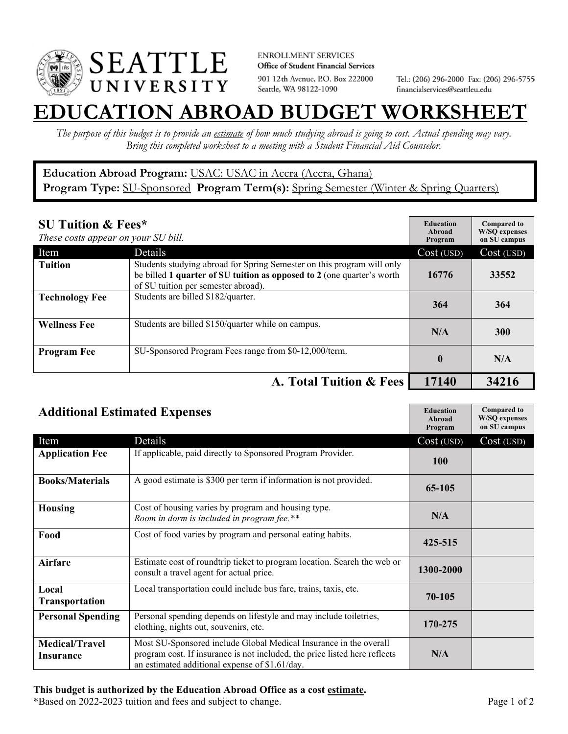SEATTLE UNIVERSITY

ENROLLMENT SERVICES
**Office of Student Financial Services**
901 12th Avenue, P.O. Box 222000
Seattle, WA 98122-1090

Tel.: (206) 296-2000 Fax: (206) 296-5755
financialservices@seattleu.edu

# EDUCATION ABROAD BUDGET WORKSHEET

*The purpose of this budget is to provide an estimate of how much studying abroad is going to cost. Actual spending may vary. Bring this completed worksheet to a meeting with a Student Financial Aid Counselor.*

**Education Abroad Program:** USAC: USAC in Accra (Accra, Ghana)
**Program Type:** SU-Sponsored **Program Term(s):** Spring Semester (Winter & Spring Quarters)

## SU Tuition & Fees*

*These costs appear on your SU bill.*

| Item | Details | Education Abroad Program Cost (USD) | Compared to W/SQ expenses on SU campus Cost (USD) |
|---|---|---|---|
| **Tuition** | Students studying abroad for Spring Semester on this program will only be billed **1 quarter of SU tuition as opposed to 2** (one quarter's worth of SU tuition per semester abroad). | 16776 | 33552 |
| **Technology Fee** | Students are billed $182/quarter. | 364 | 364 |
| **Wellness Fee** | Students are billed $150/quarter while on campus. | N/A | 300 |
| **Program Fee** | SU-Sponsored Program Fees range from $0-12,000/term. | 0 | N/A |
| | **A. Total Tuition & Fees** | **17140** | **34216** |

## Additional Estimated Expenses

| Item | Details | Education Abroad Program Cost (USD) | Compared to W/SQ expenses on SU campus Cost (USD) |
|---|---|---|---|
| **Application Fee** | If applicable, paid directly to Sponsored Program Provider. | 100 | |
| **Books/Materials** | A good estimate is $300 per term if information is not provided. | 65-105 | |
| **Housing** | Cost of housing varies by program and housing type. *Room in dorm is included in program fee.*** | N/A | |
| **Food** | Cost of food varies by program and personal eating habits. | 425-515 | |
| **Airfare** | Estimate cost of roundtrip ticket to program location. Search the web or consult a travel agent for actual price. | 1300-2000 | |
| **Local Transportation** | Local transportation could include bus fare, trains, taxis, etc. | 70-105 | |
| **Personal Spending** | Personal spending depends on lifestyle and may include toiletries, clothing, nights out, souvenirs, etc. | 170-275 | |
| **Medical/Travel Insurance** | Most SU-Sponsored include Global Medical Insurance in the overall program cost. If insurance is not included, the price listed here reflects an estimated additional expense of $1.61/day. | N/A | |

**This budget is authorized by the Education Abroad Office as a cost estimate.**
*Based on 2022-2023 tuition and fees and subject to change.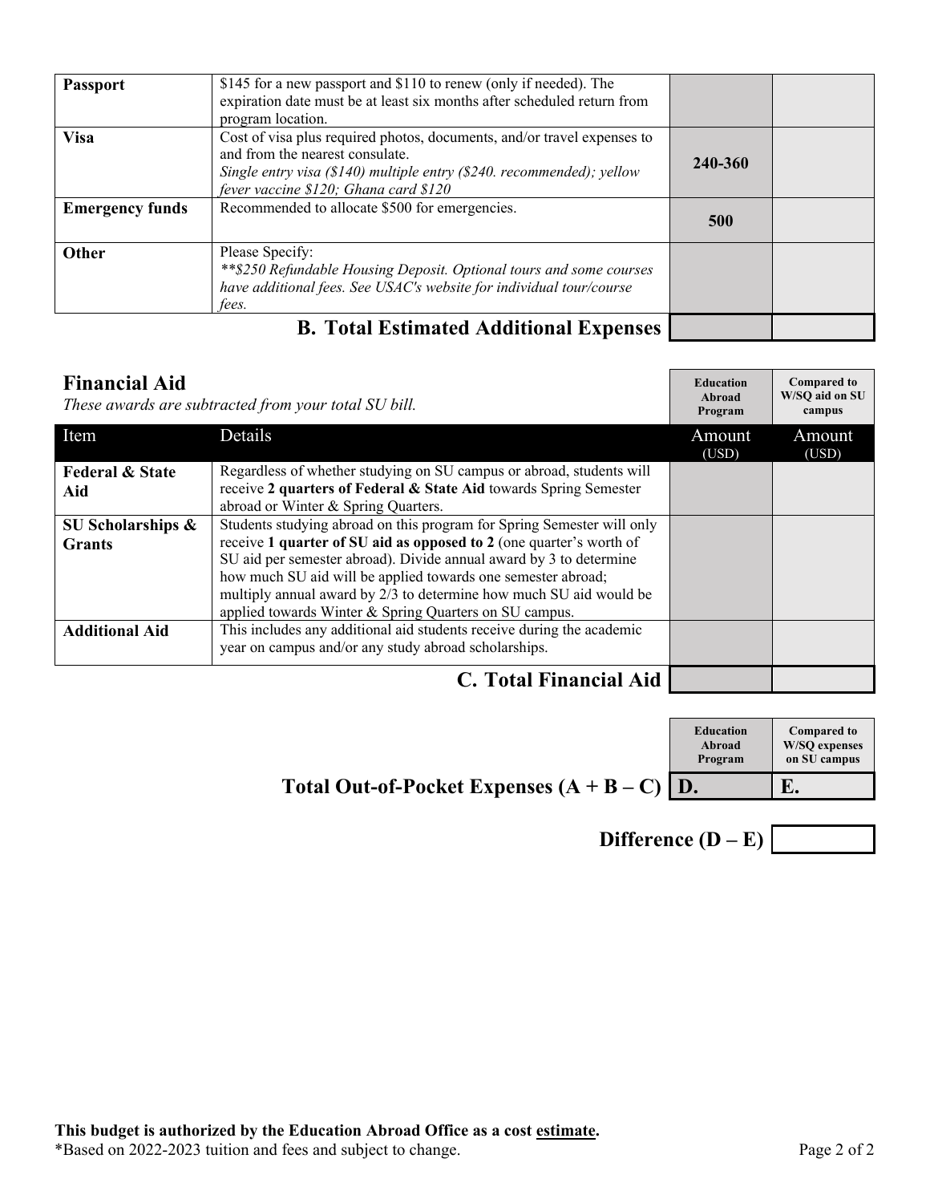| | | | |
|---|---|---|---|
| **Passport** | $145 for a new passport and $110 to renew (only if needed). The expiration date must be at least six months after scheduled return from program location. | | |
| **Visa** | Cost of visa plus required photos, documents, and/or travel expenses to and from the nearest consulate. *Single entry visa ($140) multiple entry ($240. recommended); yellow fever vaccine $120; Ghana card $120* | **240-360** | |
| **Emergency funds** | Recommended to allocate $500 for emergencies. | **500** | |
| **Other** | Please Specify: ***$250 Refundable Housing Deposit. Optional tours and some courses have additional fees. See USAC's website for individual tour/course fees.* | | |
| | **B. Total Estimated Additional Expenses** | | |

## Financial Aid

*These awards are subtracted from your total SU bill.*

| Item | Details | Education Abroad Program Amount (USD) | Compared to W/SQ aid on SU campus Amount (USD) |
|---|---|---|---|
| **Federal & State Aid** | Regardless of whether studying on SU campus or abroad, students will receive **2 quarters of Federal & State Aid** towards Spring Semester abroad or Winter & Spring Quarters. | | |
| **SU Scholarships & Grants** | Students studying abroad on this program for Spring Semester will only receive **1 quarter of SU aid as opposed to 2** (one quarter's worth of SU aid per semester abroad). Divide annual award by 3 to determine how much SU aid will be applied towards one semester abroad; multiply annual award by 2/3 to determine how much SU aid would be applied towards Winter & Spring Quarters on SU campus. | | |
| **Additional Aid** | This includes any additional aid students receive during the academic year on campus and/or any study abroad scholarships. | | |
| | **C. Total Financial Aid** | | |

| | Education Abroad Program | Compared to W/SQ expenses on SU campus |
|---|---|---|
| **Total Out-of-Pocket Expenses (A + B – C)** | **D.** | **E.** |

**Difference (D – E)**

**This budget is authorized by the Education Abroad Office as a cost estimate.**
*Based on 2022-2023 tuition and fees and subject to change.